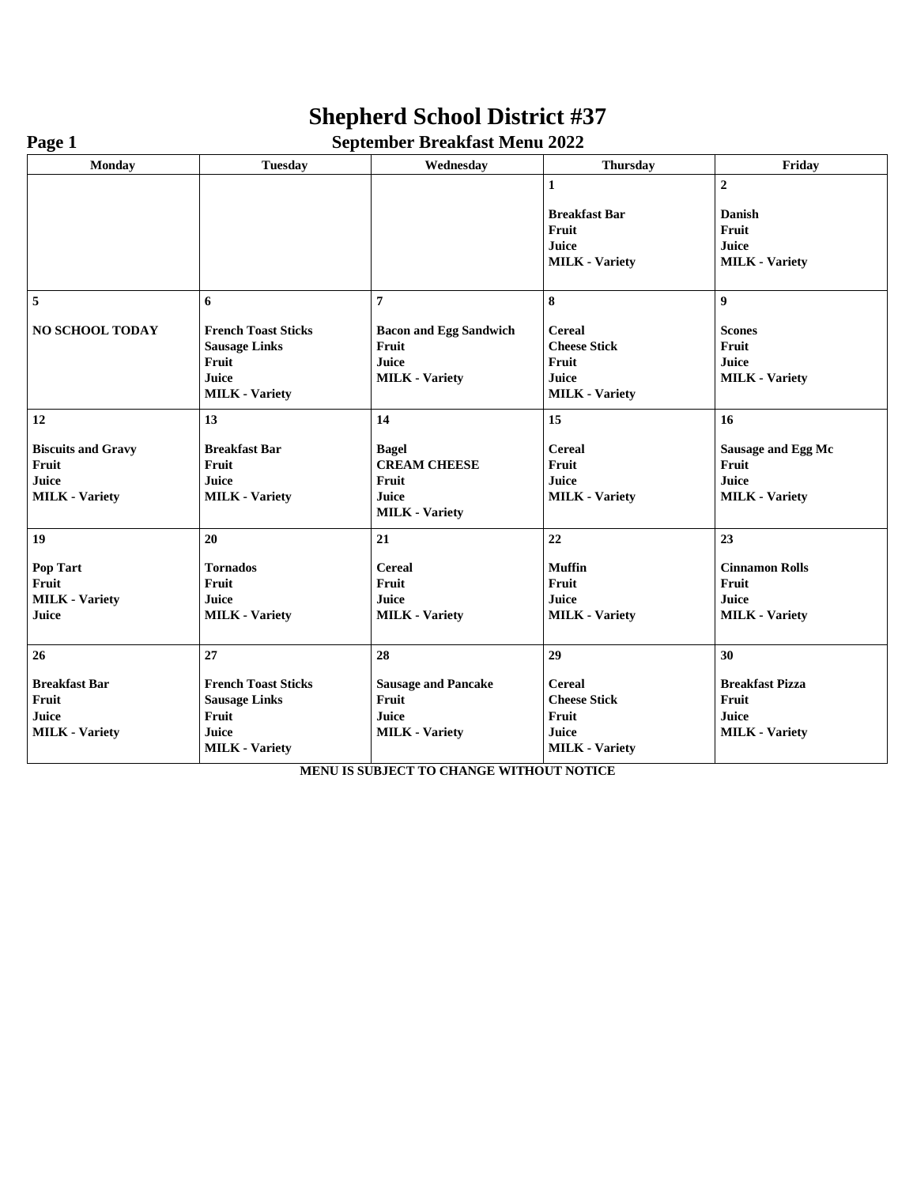# Shepherd School District #37

## September Breakfast Menu 2022

| Monday | Tuesday | Wednesday | Thursday | Friday |
|---|---|---|---|---|
| | | | **1**<br><br>**Breakfast Bar**<br>**Fruit**<br>**Juice**<br>**MILK - Variety** | **2**<br><br>**Danish**<br>**Fruit**<br>**Juice**<br>**MILK - Variety** |
| **5**<br><br>**NO SCHOOL TODAY** | **6**<br><br>**French Toast Sticks**<br>**Sausage Links**<br>**Fruit**<br>**Juice**<br>**MILK - Variety** | **7**<br><br>**Bacon and Egg Sandwich**<br>**Fruit**<br>**Juice**<br>**MILK - Variety** | **8**<br><br>**Cereal**<br>**Cheese Stick**<br>**Fruit**<br>**Juice**<br>**MILK - Variety** | **9**<br><br>**Scones**<br>**Fruit**<br>**Juice**<br>**MILK - Variety** |
| **12**<br><br>**Biscuits and Gravy**<br>**Fruit**<br>**Juice**<br>**MILK - Variety** | **13**<br><br>**Breakfast Bar**<br>**Fruit**<br>**Juice**<br>**MILK - Variety** | **14**<br><br>**Bagel**<br>**CREAM CHEESE**<br>**Fruit**<br>**Juice**<br>**MILK - Variety** | **15**<br><br>**Cereal**<br>**Fruit**<br>**Juice**<br>**MILK - Variety** | **16**<br><br>**Sausage and Egg Mc**<br>**Fruit**<br>**Juice**<br>**MILK - Variety** |
| **19**<br><br>**Pop Tart**<br>**Fruit**<br>**MILK - Variety**<br>**Juice** | **20**<br><br>**Tornados**<br>**Fruit**<br>**Juice**<br>**MILK - Variety** | **21**<br><br>**Cereal**<br>**Fruit**<br>**Juice**<br>**MILK - Variety** | **22**<br><br>**Muffin**<br>**Fruit**<br>**Juice**<br>**MILK - Variety** | **23**<br><br>**Cinnamon Rolls**<br>**Fruit**<br>**Juice**<br>**MILK - Variety** |
| **26**<br><br>**Breakfast Bar**<br>**Fruit**<br>**Juice**<br>**MILK - Variety** | **27**<br><br>**French Toast Sticks**<br>**Sausage Links**<br>**Fruit**<br>**Juice**<br>**MILK - Variety** | **28**<br><br>**Sausage and Pancake**<br>**Fruit**<br>**Juice**<br>**MILK - Variety** | **29**<br><br>**Cereal**<br>**Cheese Stick**<br>**Fruit**<br>**Juice**<br>**MILK - Variety** | **30**<br><br>**Breakfast Pizza**<br>**Fruit**<br>**Juice**<br>**MILK - Variety** |

**MENU IS SUBJECT TO CHANGE WITHOUT NOTICE**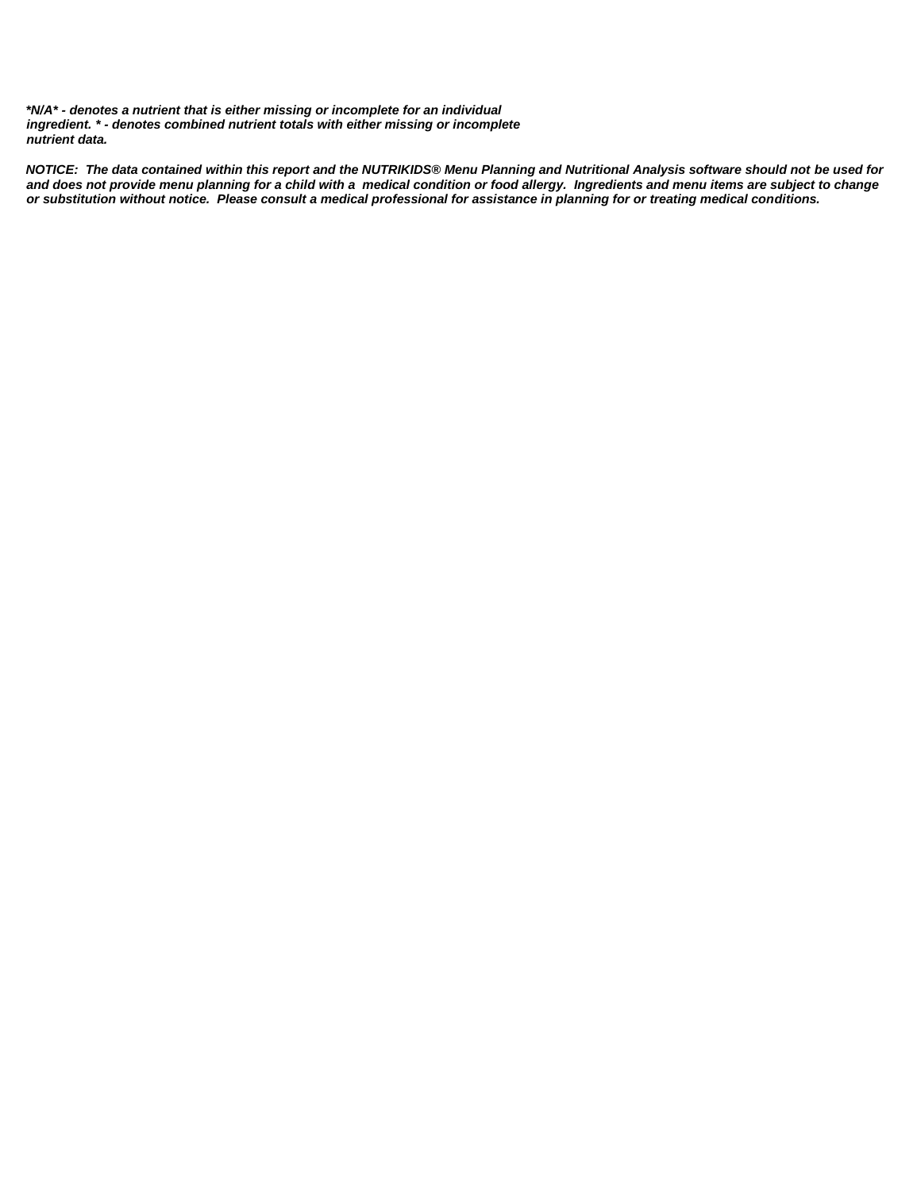***N/A* - denotes a nutrient that is either missing or incomplete for an individual ingredient. * - denotes combined nutrient totals with either missing or incomplete nutrient data.***

***NOTICE: The data contained within this report and the NUTRIKIDS® Menu Planning and Nutritional Analysis software should not be used for and does not provide menu planning for a child with a medical condition or food allergy. Ingredients and menu items are subject to change or substitution without notice. Please consult a medical professional for assistance in planning for or treating medical conditions.***